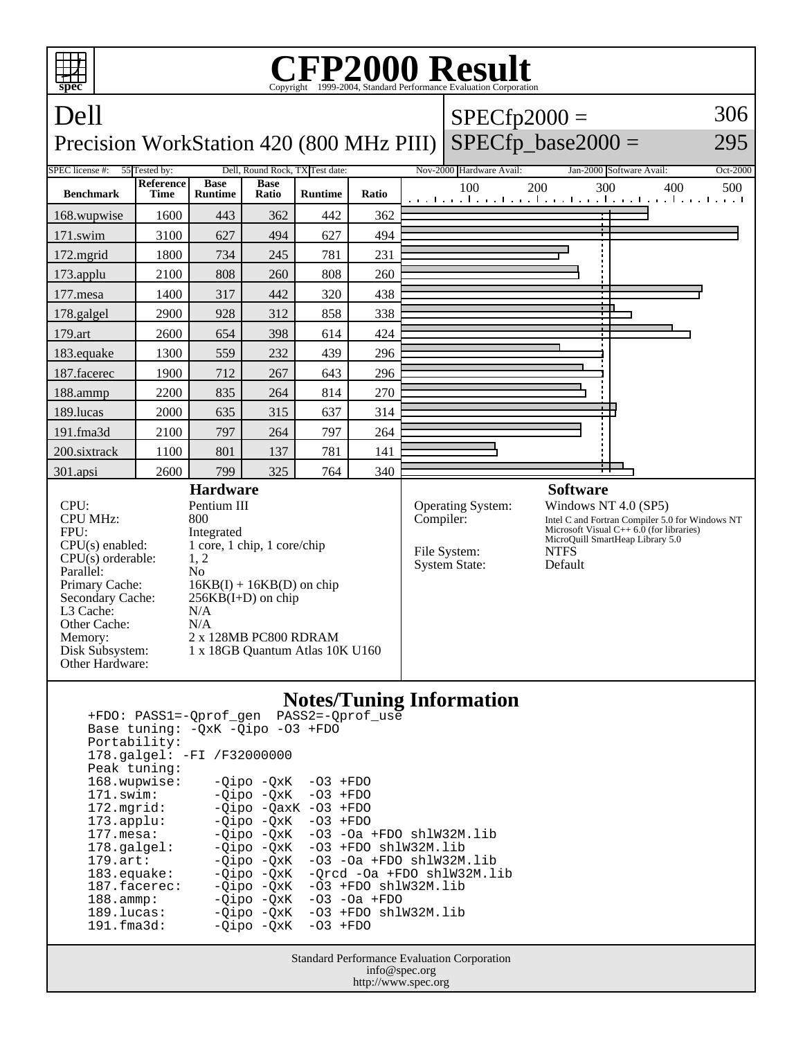# CFP2000 Result

Copyright 1999-2004, Standard Performance Evaluation Corporation

## Dell
### Precision WorkStation 420 (800 MHz PIII)

SPECfp2000 = 306

SPECfp_base2000 = 295

| SPEC license #: | 55 | Tested by: | Dell, Round Rock, TX | Test date: | Nov-2000 | Hardware Avail: | Jan-2000 | Software Avail: | Oct-2000 |
|---|---|---|---|---|---|---|---|---|---|

| Benchmark | Reference Time | Base Runtime | Base Ratio | Runtime | Ratio |
|---|---|---|---|---|---|
| 168.wupwise | 1600 | 443 | 362 | 442 | 362 |
| 171.swim | 3100 | 627 | 494 | 627 | 494 |
| 172.mgrid | 1800 | 734 | 245 | 781 | 231 |
| 173.applu | 2100 | 808 | 260 | 808 | 260 |
| 177.mesa | 1400 | 317 | 442 | 320 | 438 |
| 178.galgel | 2900 | 928 | 312 | 858 | 338 |
| 179.art | 2600 | 654 | 398 | 614 | 424 |
| 183.equake | 1300 | 559 | 232 | 439 | 296 |
| 187.facerec | 1900 | 712 | 267 | 643 | 296 |
| 188.ammp | 2200 | 835 | 264 | 814 | 270 |
| 189.lucas | 2000 | 635 | 315 | 637 | 314 |
| 191.fma3d | 2100 | 797 | 264 | 797 | 264 |
| 200.sixtrack | 1100 | 801 | 137 | 781 | 141 |
| 301.apsi | 2600 | 799 | 325 | 764 | 340 |

## Hardware

| | |
|---|---|
| CPU: | Pentium III |
| CPU MHz: | 800 |
| FPU: | Integrated |
| CPU(s) enabled: | 1 core, 1 chip, 1 core/chip |
| CPU(s) orderable: | 1, 2 |
| Parallel: | No |
| Primary Cache: | 16KB(I) + 16KB(D) on chip |
| Secondary Cache: | 256KB(I+D) on chip |
| L3 Cache: | N/A |
| Other Cache: | N/A |
| Memory: | 2 x 128MB PC800 RDRAM |
| Disk Subsystem: | 1 x 18GB Quantum Atlas 10K U160 |
| Other Hardware: | |

## Software

| | |
|---|---|
| Operating System: | Windows NT 4.0 (SP5) |
| Compiler: | Intel C and Fortran Compiler 5.0 for Windows NT<br>Microsoft Visual C++ 6.0 (for libraries)<br>MicroQuill SmartHeap Library 5.0 |
| File System: | NTFS |
| System State: | Default |

## Notes/Tuning Information

```
+FDO: PASS1=-Qprof_gen  PASS2=-Qprof_use
Base tuning: -QxK -Qipo -O3 +FDO
Portability:
178.galgel: -FI /F32000000
Peak tuning:
168.wupwise:     -Qipo -QxK  -O3 +FDO
171.swim:        -Qipo -QxK  -O3 +FDO
172.mgrid:       -Qipo -QaxK -O3 +FDO
173.applu:       -Qipo -QxK  -O3 +FDO
177.mesa:        -Qipo -QxK  -O3 -Oa +FDO shlW32M.lib
178.galgel:      -Qipo -QxK  -O3 +FDO shlW32M.lib
179.art:         -Qipo -QxK  -O3 -Oa +FDO shlW32M.lib
183.equake:      -Qipo -QxK  -Qrcd -Oa +FDO shlW32M.lib
187.facerec:     -Qipo -QxK  -O3 +FDO shlW32M.lib
188.ammp:        -Qipo -QxK  -O3 -Oa +FDO
189.lucas:       -Qipo -QxK  -O3 +FDO shlW32M.lib
191.fma3d:       -Qipo -QxK  -O3 +FDO
```

Standard Performance Evaluation Corporation
info@spec.org
http://www.spec.org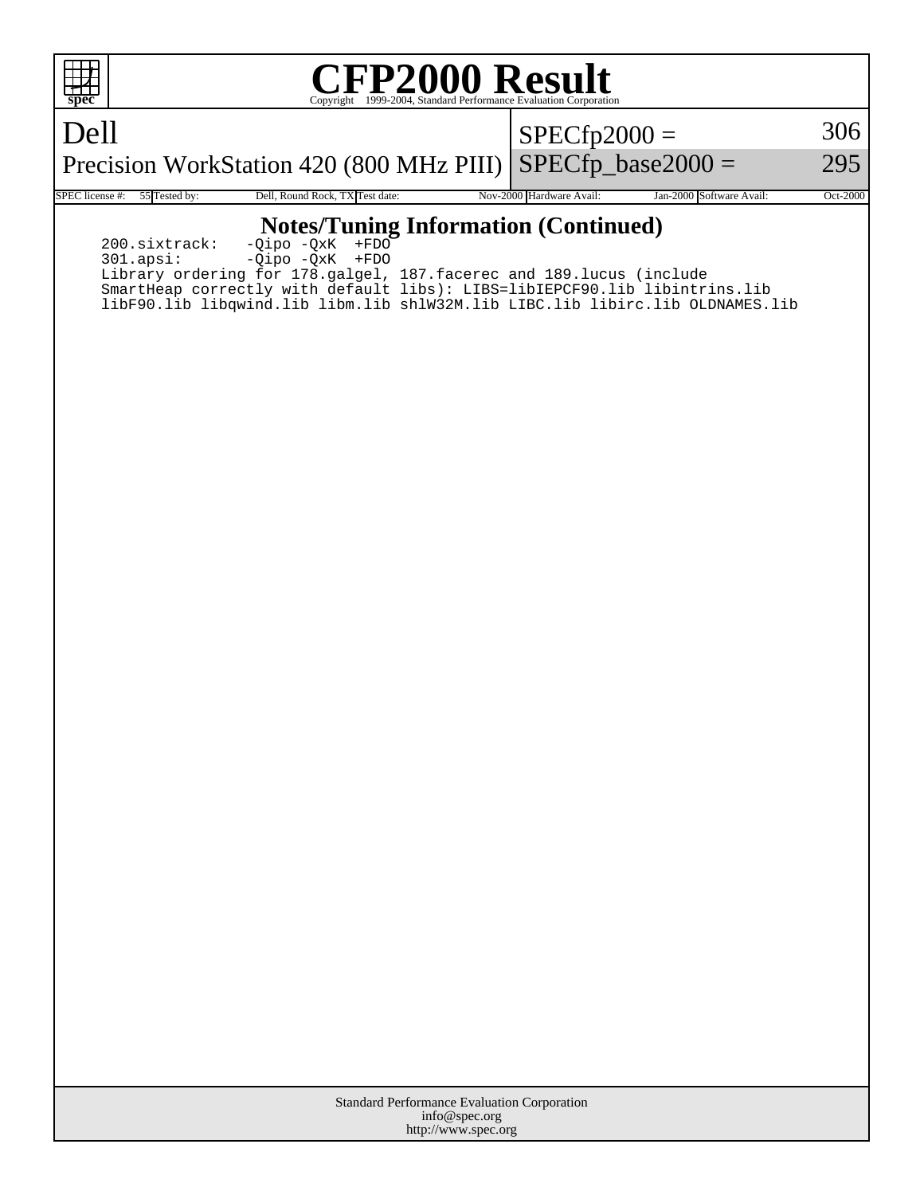# CFP2000 Result

Copyright 1999-2004, Standard Performance Evaluation Corporation

Dell

Precision WorkStation 420 (800 MHz PIII)

SPECfp2000 = 306

SPECfp_base2000 = 295

| SPEC license #: | 55 | Tested by: | Dell, Round Rock, TX | Test date: | Nov-2000 | Hardware Avail: | Jan-2000 | Software Avail: | Oct-2000 |
|---|---|---|---|---|---|---|---|---|---|

## Notes/Tuning Information (Continued)

```
200.sixtrack:   -Qipo -QxK  +FDO
301.apsi:       -Qipo -QxK  +FDO
Library ordering for 178.galgel, 187.facerec and 189.lucus (include
SmartHeap correctly with default libs): LIBS=libIEPCF90.lib libintrins.lib
libF90.lib libqwind.lib libm.lib shlW32M.lib LIBC.lib libirc.lib OLDNAMES.lib
```

Standard Performance Evaluation Corporation
info@spec.org
http://www.spec.org